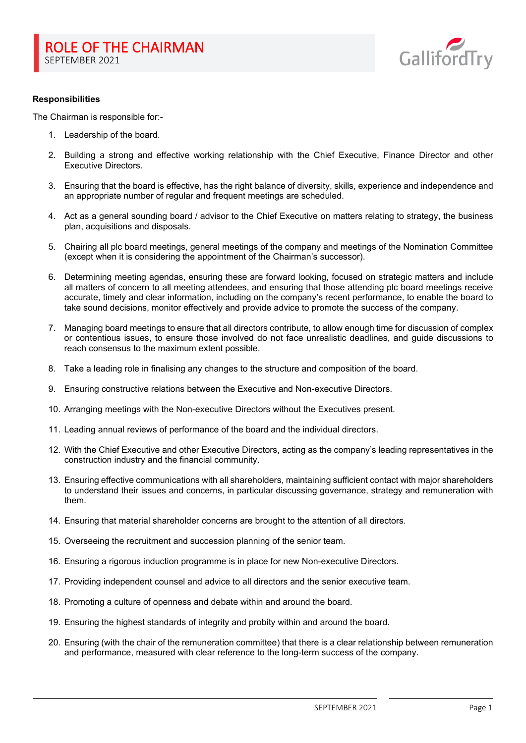# ROLE OF THE CHAIRMAN

SEPTEMBER 2021

**Responsibilities**

The Chairman is responsible for:-

1. Leadership of the board.
2. Building a strong and effective working relationship with the Chief Executive, Finance Director and other Executive Directors.
3. Ensuring that the board is effective, has the right balance of diversity, skills, experience and independence and an appropriate number of regular and frequent meetings are scheduled.
4. Act as a general sounding board / advisor to the Chief Executive on matters relating to strategy, the business plan, acquisitions and disposals.
5. Chairing all plc board meetings, general meetings of the company and meetings of the Nomination Committee (except when it is considering the appointment of the Chairman's successor).
6. Determining meeting agendas, ensuring these are forward looking, focused on strategic matters and include all matters of concern to all meeting attendees, and ensuring that those attending plc board meetings receive accurate, timely and clear information, including on the company's recent performance, to enable the board to take sound decisions, monitor effectively and provide advice to promote the success of the company.
7. Managing board meetings to ensure that all directors contribute, to allow enough time for discussion of complex or contentious issues, to ensure those involved do not face unrealistic deadlines, and guide discussions to reach consensus to the maximum extent possible.
8. Take a leading role in finalising any changes to the structure and composition of the board.
9. Ensuring constructive relations between the Executive and Non-executive Directors.
10. Arranging meetings with the Non-executive Directors without the Executives present.
11. Leading annual reviews of performance of the board and the individual directors.
12. With the Chief Executive and other Executive Directors, acting as the company's leading representatives in the construction industry and the financial community.
13. Ensuring effective communications with all shareholders, maintaining sufficient contact with major shareholders to understand their issues and concerns, in particular discussing governance, strategy and remuneration with them.
14. Ensuring that material shareholder concerns are brought to the attention of all directors.
15. Overseeing the recruitment and succession planning of the senior team.
16. Ensuring a rigorous induction programme is in place for new Non-executive Directors.
17. Providing independent counsel and advice to all directors and the senior executive team.
18. Promoting a culture of openness and debate within and around the board.
19. Ensuring the highest standards of integrity and probity within and around the board.
20. Ensuring (with the chair of the remuneration committee) that there is a clear relationship between remuneration and performance, measured with clear reference to the long-term success of the company.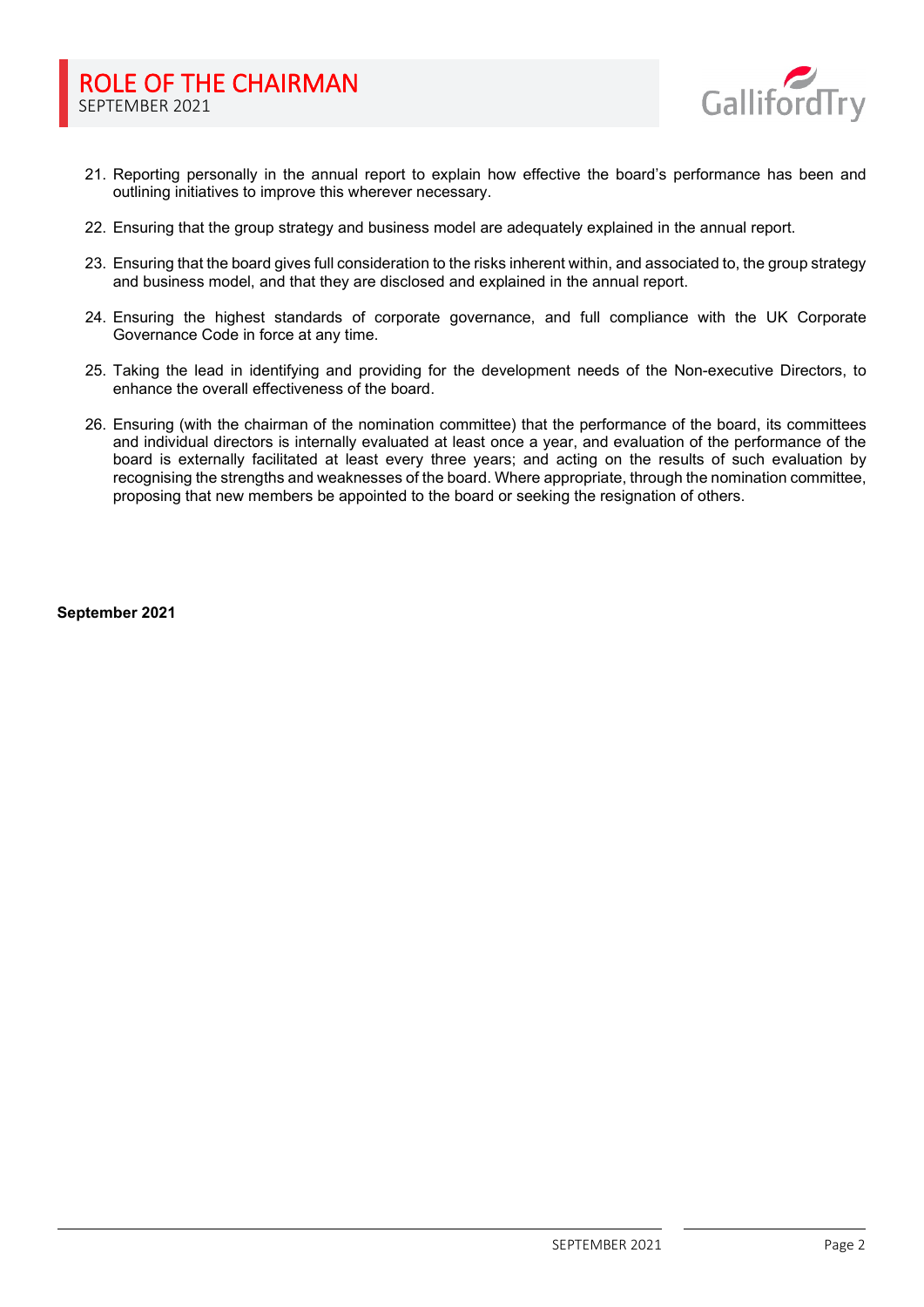21. Reporting personally in the annual report to explain how effective the board's performance has been and outlining initiatives to improve this wherever necessary.

22. Ensuring that the group strategy and business model are adequately explained in the annual report.

23. Ensuring that the board gives full consideration to the risks inherent within, and associated to, the group strategy and business model, and that they are disclosed and explained in the annual report.

24. Ensuring the highest standards of corporate governance, and full compliance with the UK Corporate Governance Code in force at any time.

25. Taking the lead in identifying and providing for the development needs of the Non-executive Directors, to enhance the overall effectiveness of the board.

26. Ensuring (with the chairman of the nomination committee) that the performance of the board, its committees and individual directors is internally evaluated at least once a year, and evaluation of the performance of the board is externally facilitated at least every three years; and acting on the results of such evaluation by recognising the strengths and weaknesses of the board. Where appropriate, through the nomination committee, proposing that new members be appointed to the board or seeking the resignation of others.

**September 2021**